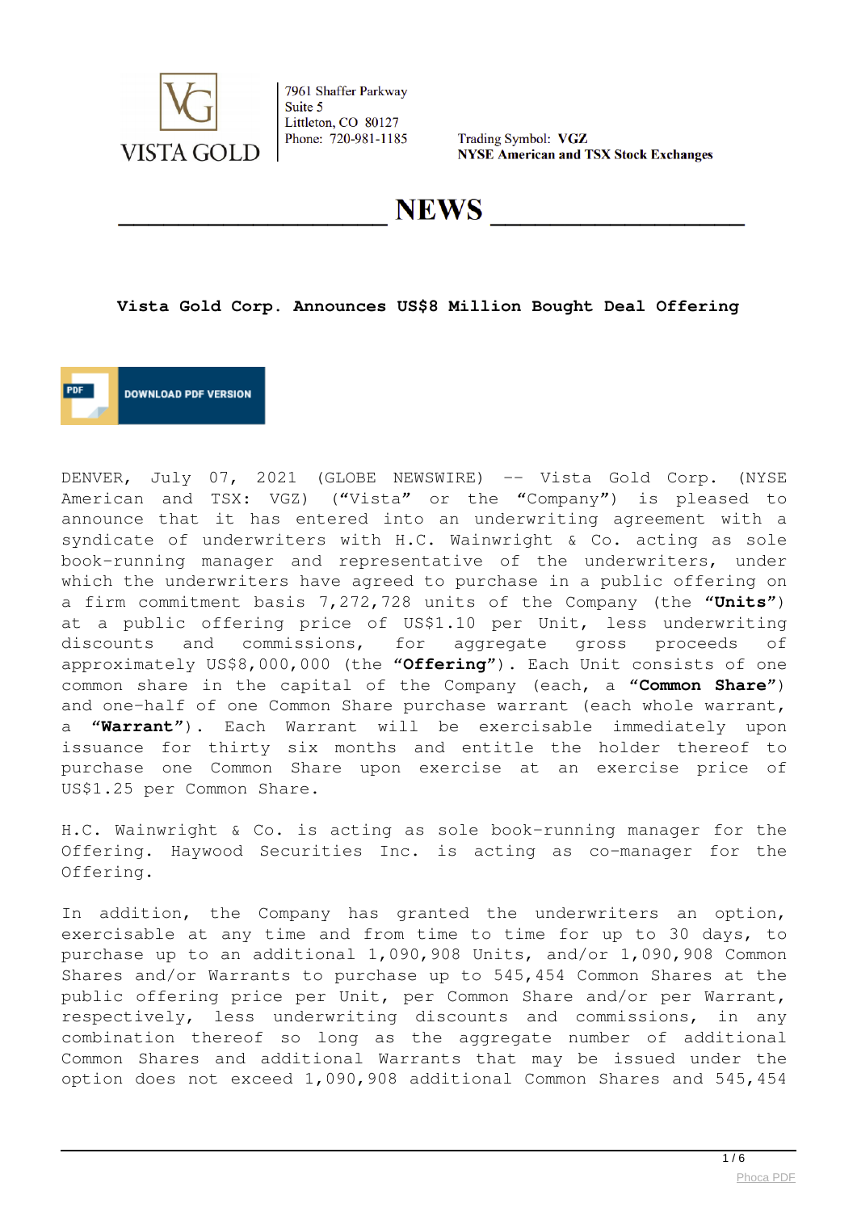VISTA GOLD

7961 Shaffer Parkway
Suite 5
Littleton, CO 80127
Phone: 720-981-1185

Trading Symbol: **VGZ**
**NYSE American and TSX Stock Exchanges**

# NEWS

## Vista Gold Corp. Announces US$8 Million Bought Deal Offering

DOWNLOAD PDF VERSION

DENVER, July 07, 2021 (GLOBE NEWSWIRE) -- Vista Gold Corp. (NYSE American and TSX: VGZ) ("Vista" or the "Company") is pleased to announce that it has entered into an underwriting agreement with a syndicate of underwriters with H.C. Wainwright & Co. acting as sole book-running manager and representative of the underwriters, under which the underwriters have agreed to purchase in a public offering on a firm commitment basis 7,272,728 units of the Company (the **"Units"**) at a public offering price of US$1.10 per Unit, less underwriting discounts and commissions, for aggregate gross proceeds of approximately US$8,000,000 (the **"Offering"**). Each Unit consists of one common share in the capital of the Company (each, a **"Common Share"**) and one-half of one Common Share purchase warrant (each whole warrant, a **"Warrant"**). Each Warrant will be exercisable immediately upon issuance for thirty six months and entitle the holder thereof to purchase one Common Share upon exercise at an exercise price of US$1.25 per Common Share.

H.C. Wainwright & Co. is acting as sole book-running manager for the Offering. Haywood Securities Inc. is acting as co-manager for the Offering.

In addition, the Company has granted the underwriters an option, exercisable at any time and from time to time for up to 30 days, to purchase up to an additional 1,090,908 Units, and/or 1,090,908 Common Shares and/or Warrants to purchase up to 545,454 Common Shares at the public offering price per Unit, per Common Share and/or per Warrant, respectively, less underwriting discounts and commissions, in any combination thereof so long as the aggregate number of additional Common Shares and additional Warrants that may be issued under the option does not exceed 1,090,908 additional Common Shares and 545,454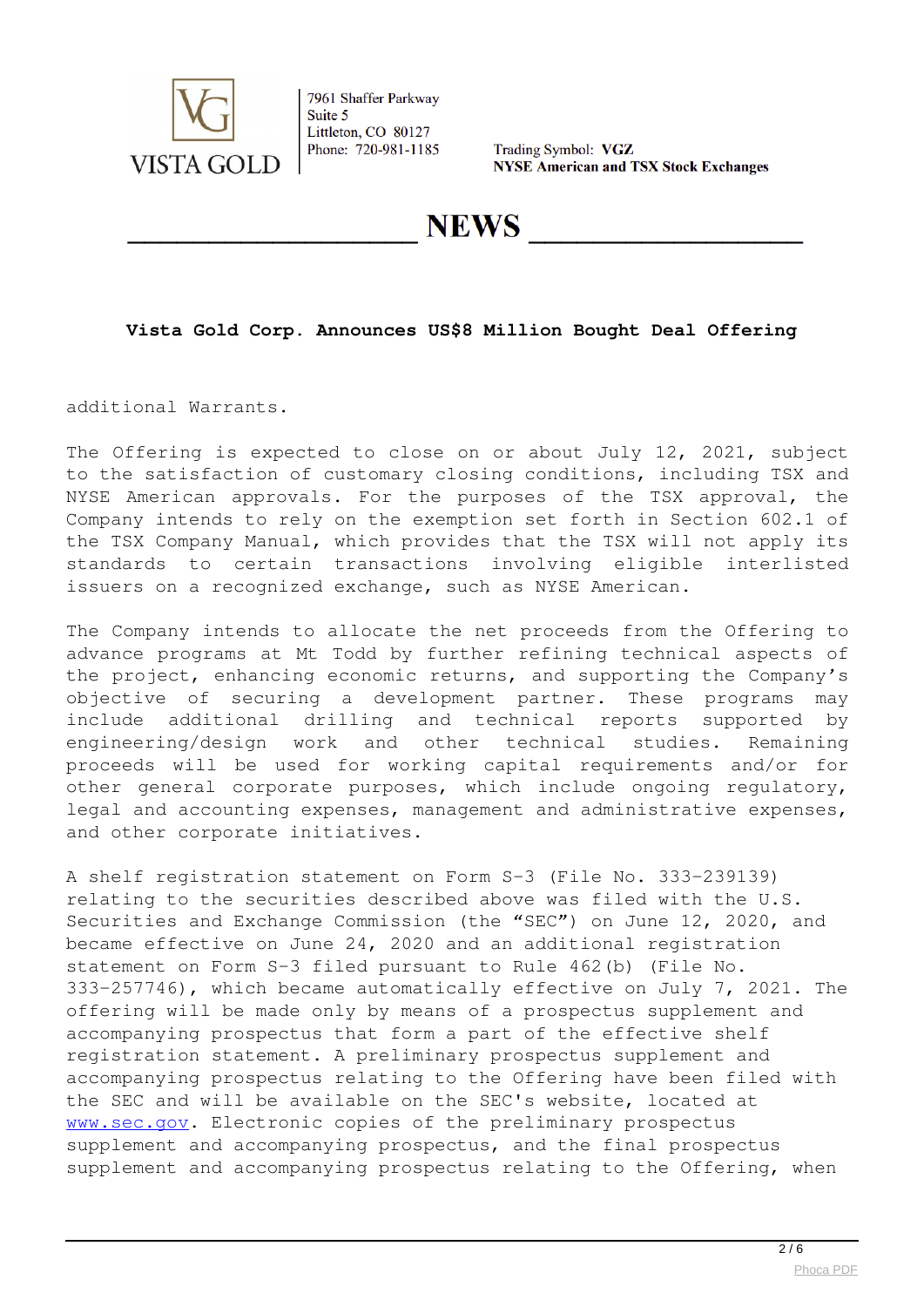# Vista Gold Corp. Announces US$8 Million Bought Deal Offering

additional Warrants.

The Offering is expected to close on or about July 12, 2021, subject to the satisfaction of customary closing conditions, including TSX and NYSE American approvals. For the purposes of the TSX approval, the Company intends to rely on the exemption set forth in Section 602.1 of the TSX Company Manual, which provides that the TSX will not apply its standards to certain transactions involving eligible interlisted issuers on a recognized exchange, such as NYSE American.

The Company intends to allocate the net proceeds from the Offering to advance programs at Mt Todd by further refining technical aspects of the project, enhancing economic returns, and supporting the Company's objective of securing a development partner. These programs may include additional drilling and technical reports supported by engineering/design work and other technical studies. Remaining proceeds will be used for working capital requirements and/or for other general corporate purposes, which include ongoing regulatory, legal and accounting expenses, management and administrative expenses, and other corporate initiatives.

A shelf registration statement on Form S-3 (File No. 333-239139) relating to the securities described above was filed with the U.S. Securities and Exchange Commission (the "SEC") on June 12, 2020, and became effective on June 24, 2020 and an additional registration statement on Form S-3 filed pursuant to Rule 462(b) (File No. 333-257746), which became automatically effective on July 7, 2021. The offering will be made only by means of a prospectus supplement and accompanying prospectus that form a part of the effective shelf registration statement. A preliminary prospectus supplement and accompanying prospectus relating to the Offering have been filed with the SEC and will be available on the SEC's website, located at www.sec.gov. Electronic copies of the preliminary prospectus supplement and accompanying prospectus, and the final prospectus supplement and accompanying prospectus relating to the Offering, when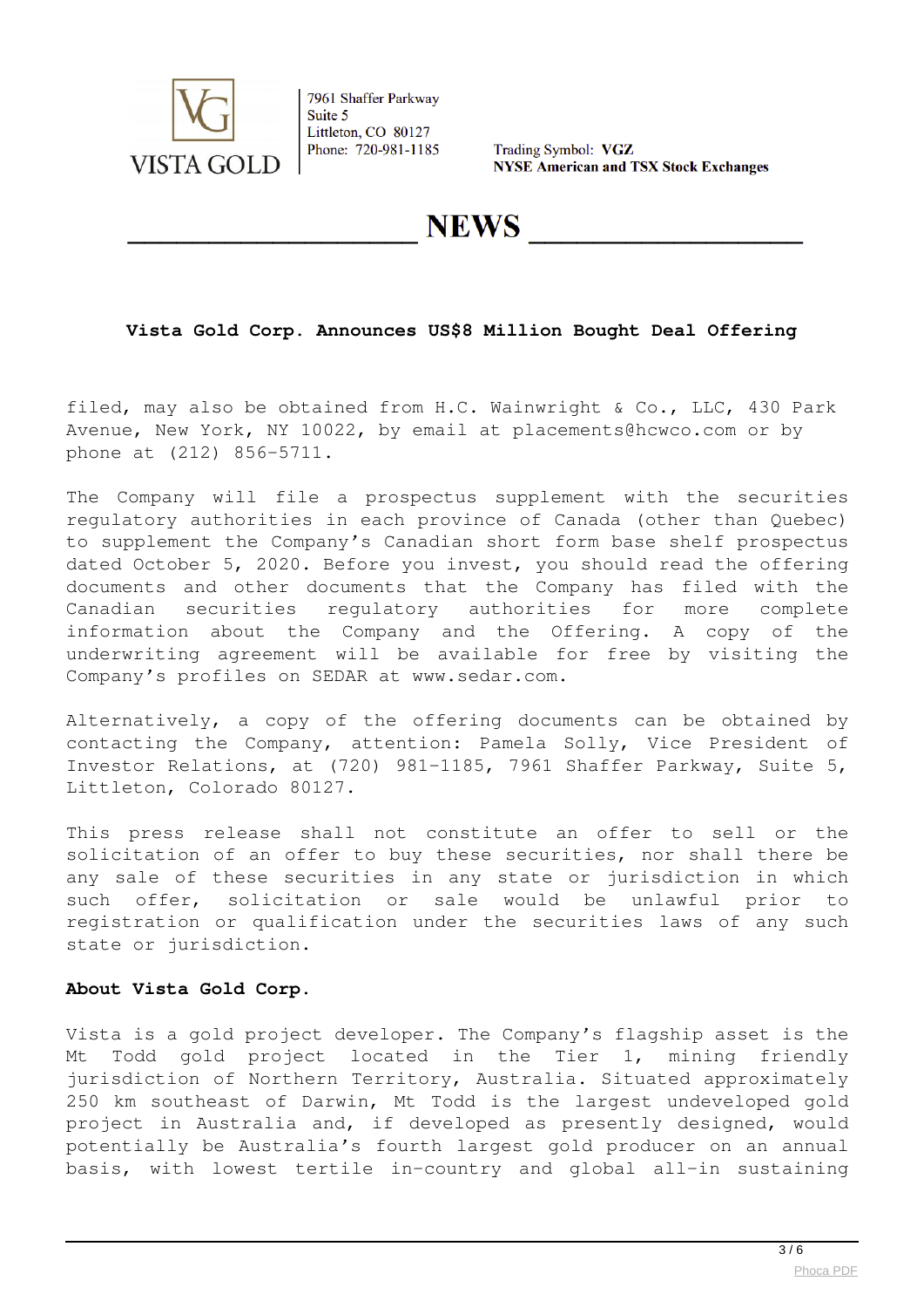**Vista Gold Corp. Announces US$8 Million Bought Deal Offering**

filed, may also be obtained from H.C. Wainwright & Co., LLC, 430 Park Avenue, New York, NY 10022, by email at placements@hcwco.com or by phone at (212) 856-5711.

The Company will file a prospectus supplement with the securities regulatory authorities in each province of Canada (other than Quebec) to supplement the Company's Canadian short form base shelf prospectus dated October 5, 2020. Before you invest, you should read the offering documents and other documents that the Company has filed with the Canadian securities regulatory authorities for more complete information about the Company and the Offering. A copy of the underwriting agreement will be available for free by visiting the Company's profiles on SEDAR at www.sedar.com.

Alternatively, a copy of the offering documents can be obtained by contacting the Company, attention: Pamela Solly, Vice President of Investor Relations, at (720) 981-1185, 7961 Shaffer Parkway, Suite 5, Littleton, Colorado 80127.

This press release shall not constitute an offer to sell or the solicitation of an offer to buy these securities, nor shall there be any sale of these securities in any state or jurisdiction in which such offer, solicitation or sale would be unlawful prior to registration or qualification under the securities laws of any such state or jurisdiction.

**About Vista Gold Corp.**

Vista is a gold project developer. The Company's flagship asset is the Mt Todd gold project located in the Tier 1, mining friendly jurisdiction of Northern Territory, Australia. Situated approximately 250 km southeast of Darwin, Mt Todd is the largest undeveloped gold project in Australia and, if developed as presently designed, would potentially be Australia's fourth largest gold producer on an annual basis, with lowest tertile in-country and global all-in sustaining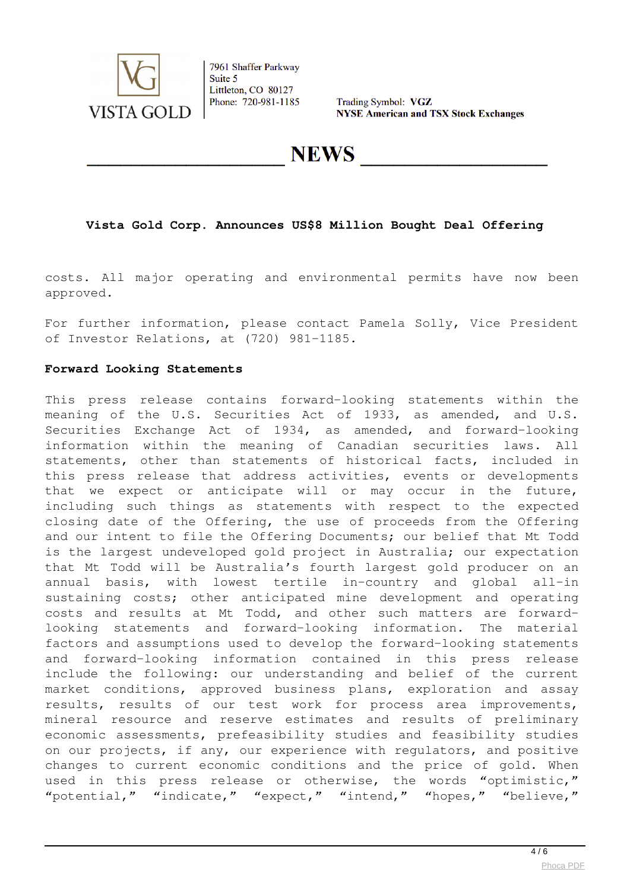costs. All major operating and environmental permits have now been approved.

For further information, please contact Pamela Solly, Vice President of Investor Relations, at (720) 981-1185.

**Forward Looking Statements**

This press release contains forward-looking statements within the meaning of the U.S. Securities Act of 1933, as amended, and U.S. Securities Exchange Act of 1934, as amended, and forward-looking information within the meaning of Canadian securities laws. All statements, other than statements of historical facts, included in this press release that address activities, events or developments that we expect or anticipate will or may occur in the future, including such things as statements with respect to the expected closing date of the Offering, the use of proceeds from the Offering and our intent to file the Offering Documents; our belief that Mt Todd is the largest undeveloped gold project in Australia; our expectation that Mt Todd will be Australia's fourth largest gold producer on an annual basis, with lowest tertile in-country and global all-in sustaining costs; other anticipated mine development and operating costs and results at Mt Todd, and other such matters are forward-looking statements and forward-looking information. The material factors and assumptions used to develop the forward-looking statements and forward-looking information contained in this press release include the following: our understanding and belief of the current market conditions, approved business plans, exploration and assay results, results of our test work for process area improvements, mineral resource and reserve estimates and results of preliminary economic assessments, prefeasibility studies and feasibility studies on our projects, if any, our experience with regulators, and positive changes to current economic conditions and the price of gold. When used in this press release or otherwise, the words "optimistic," "potential," "indicate," "expect," "intend," "hopes," "believe,"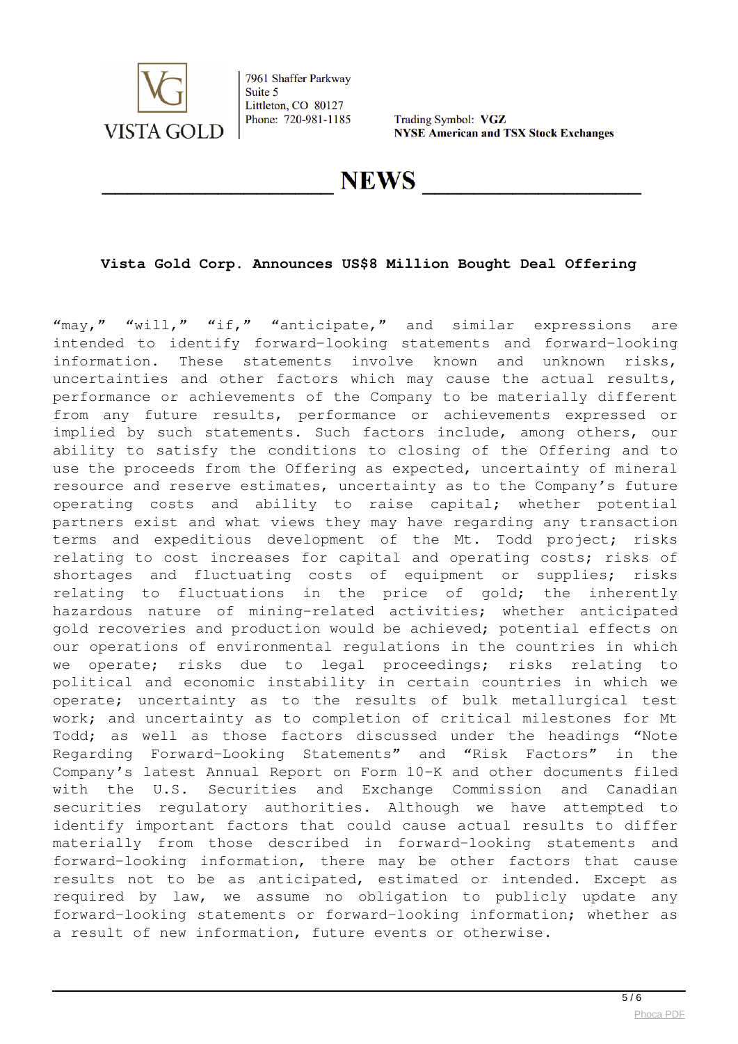“may,” “will,” “if,” “anticipate,” and similar expressions are intended to identify forward-looking statements and forward-looking information. These statements involve known and unknown risks, uncertainties and other factors which may cause the actual results, performance or achievements of the Company to be materially different from any future results, performance or achievements expressed or implied by such statements. Such factors include, among others, our ability to satisfy the conditions to closing of the Offering and to use the proceeds from the Offering as expected, uncertainty of mineral resource and reserve estimates, uncertainty as to the Company’s future operating costs and ability to raise capital; whether potential partners exist and what views they may have regarding any transaction terms and expeditious development of the Mt. Todd project; risks relating to cost increases for capital and operating costs; risks of shortages and fluctuating costs of equipment or supplies; risks relating to fluctuations in the price of gold; the inherently hazardous nature of mining-related activities; whether anticipated gold recoveries and production would be achieved; potential effects on our operations of environmental regulations in the countries in which we operate; risks due to legal proceedings; risks relating to political and economic instability in certain countries in which we operate; uncertainty as to the results of bulk metallurgical test work; and uncertainty as to completion of critical milestones for Mt Todd; as well as those factors discussed under the headings “Note Regarding Forward-Looking Statements” and “Risk Factors” in the Company’s latest Annual Report on Form 10-K and other documents filed with the U.S. Securities and Exchange Commission and Canadian securities regulatory authorities. Although we have attempted to identify important factors that could cause actual results to differ materially from those described in forward-looking statements and forward-looking information, there may be other factors that cause results not to be as anticipated, estimated or intended. Except as required by law, we assume no obligation to publicly update any forward-looking statements or forward-looking information; whether as a result of new information, future events or otherwise.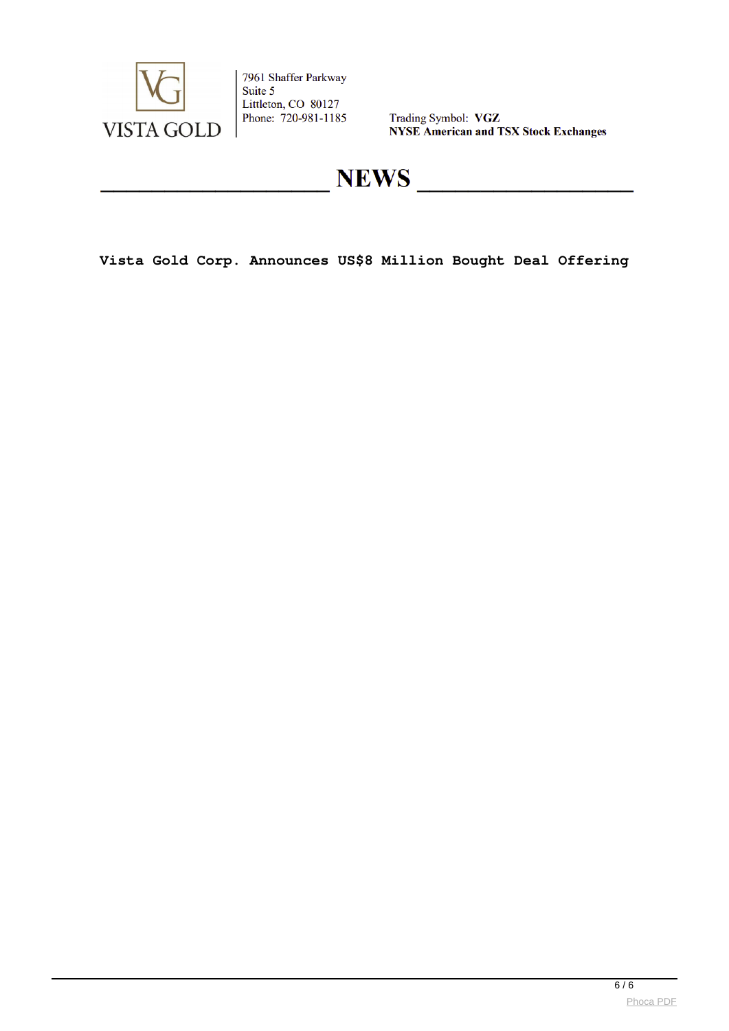VISTA GOLD

7961 Shaffer Parkway
Suite 5
Littleton, CO 80127
Phone: 720-981-1185

Trading Symbol: **VGZ**
**NYSE American and TSX Stock Exchanges**

# NEWS

**Vista Gold Corp. Announces US$8 Million Bought Deal Offering**